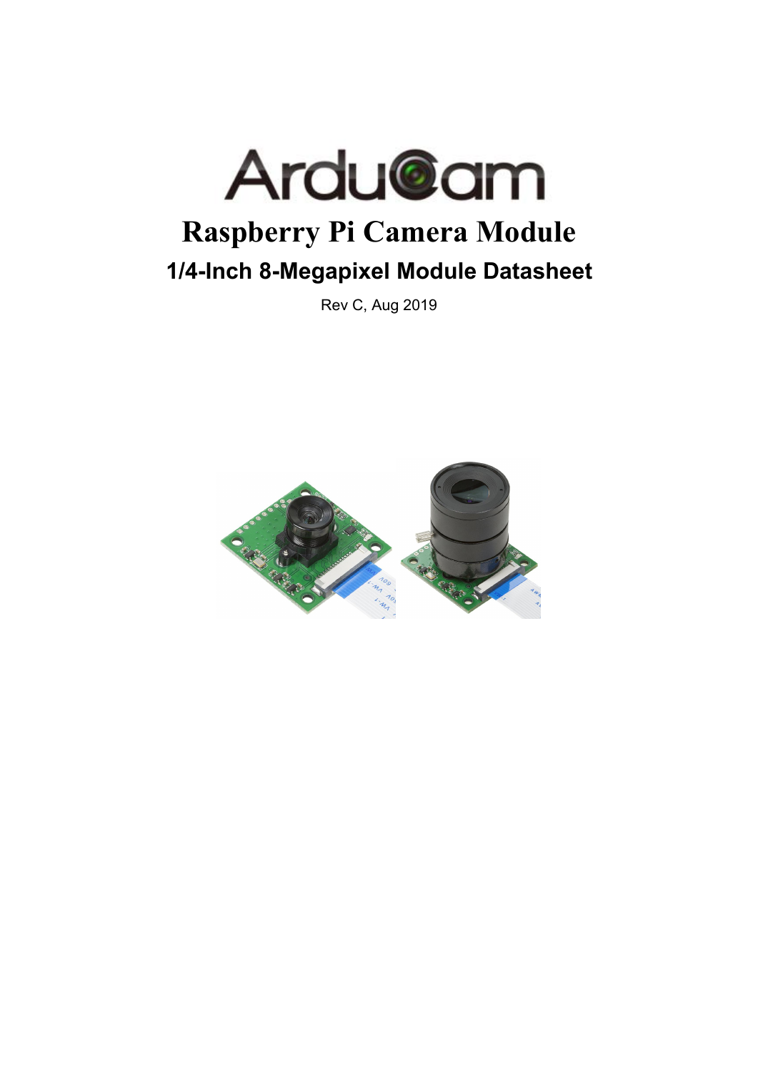# Raspberry Pi Camera Module

## 1/4-Inch 8-Megapixel Module Datasheet

Rev C, Aug 2019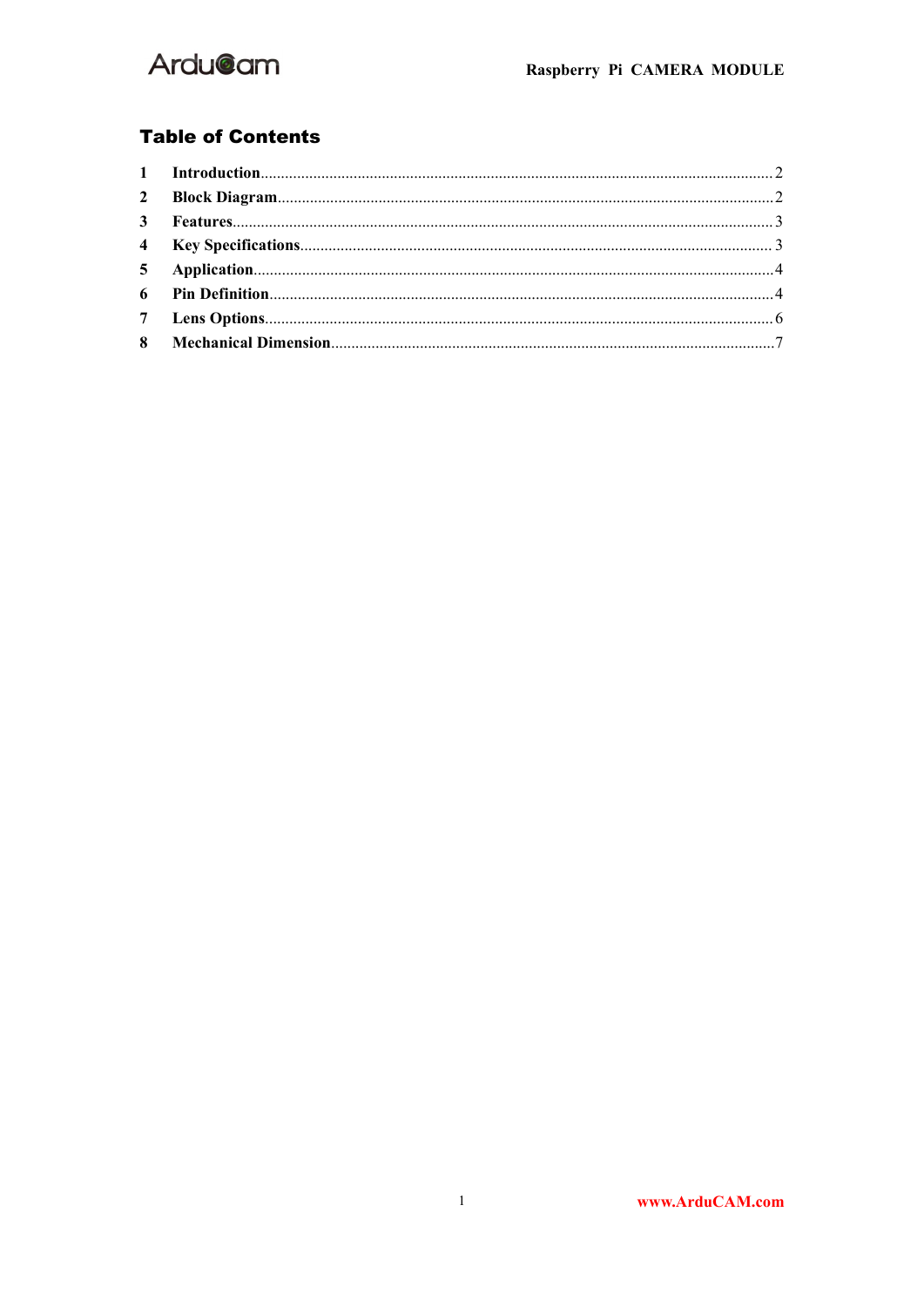## Table of Contents

1 **Introduction**..................................................2

2 **Block Diagram**..................................................2

3 **Features**..................................................3

4 **Key Specifications**..................................................3

5 **Application**..................................................4

6 **Pin Definition**..................................................4

7 **Lens Options**..................................................6

8 **Mechanical Dimension**..................................................7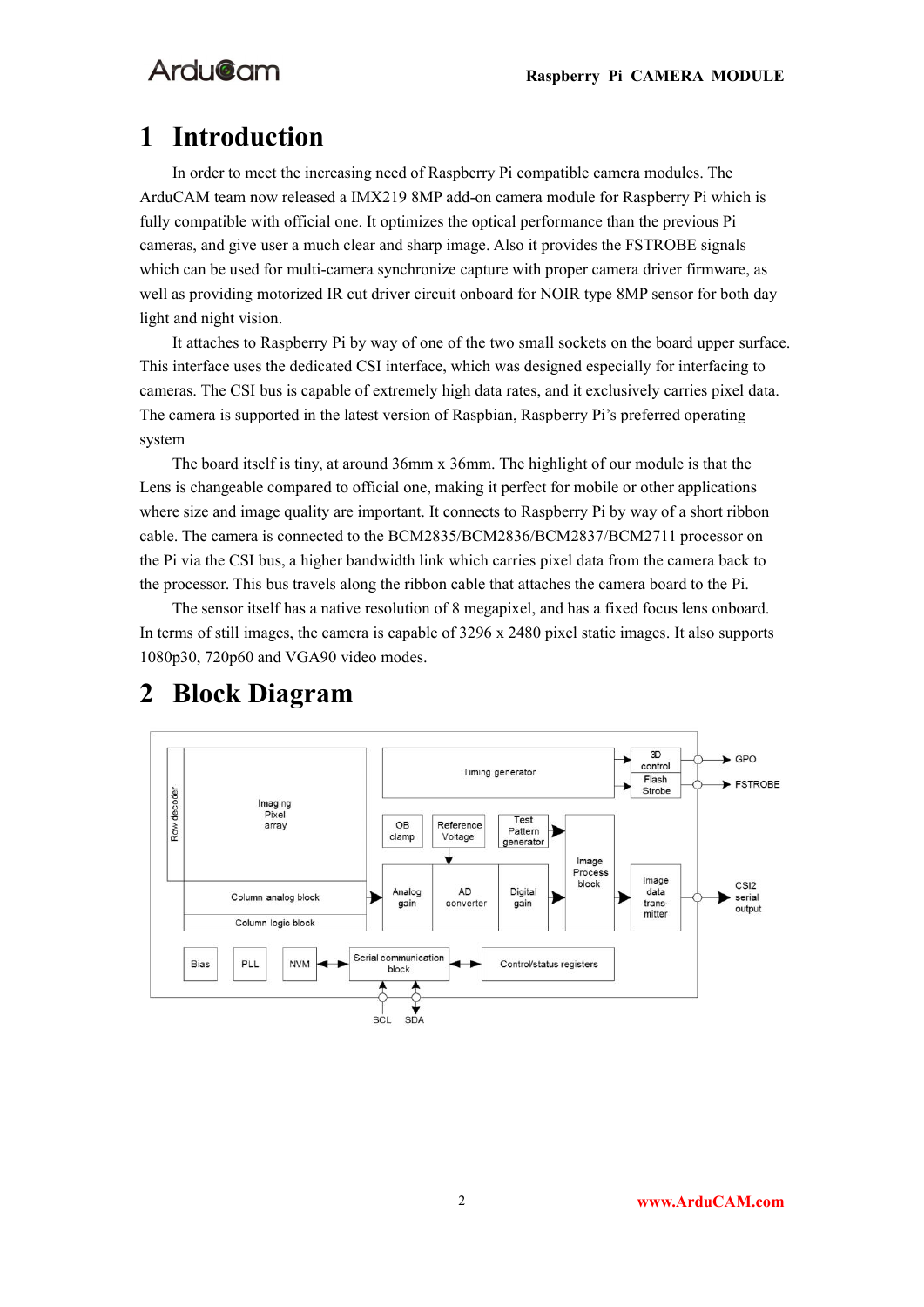# 1 Introduction

In order to meet the increasing need of Raspberry Pi compatible camera modules. The ArduCAM team now released a IMX219 8MP add-on camera module for Raspberry Pi which is fully compatible with official one. It optimizes the optical performance than the previous Pi cameras, and give user a much clear and sharp image. Also it provides the FSTROBE signals which can be used for multi-camera synchronize capture with proper camera driver firmware, as well as providing motorized IR cut driver circuit onboard for NOIR type 8MP sensor for both day light and night vision.

It attaches to Raspberry Pi by way of one of the two small sockets on the board upper surface. This interface uses the dedicated CSI interface, which was designed especially for interfacing to cameras. The CSI bus is capable of extremely high data rates, and it exclusively carries pixel data. The camera is supported in the latest version of Raspbian, Raspberry Pi's preferred operating system

The board itself is tiny, at around 36mm x 36mm. The highlight of our module is that the Lens is changeable compared to official one, making it perfect for mobile or other applications where size and image quality are important. It connects to Raspberry Pi by way of a short ribbon cable. The camera is connected to the BCM2835/BCM2836/BCM2837/BCM2711 processor on the Pi via the CSI bus, a higher bandwidth link which carries pixel data from the camera back to the processor. This bus travels along the ribbon cable that attaches the camera board to the Pi.

The sensor itself has a native resolution of 8 megapixel, and has a fixed focus lens onboard. In terms of still images, the camera is capable of 3296 x 2480 pixel static images. It also supports 1080p30, 720p60 and VGA90 video modes.

# 2 Block Diagram

Row decoder | Imaging Pixel array | Column analog block | Column logic block | Timing generator | 3D control | Flash Strobe | GPO | FSTROBE | OB clamp | Reference Voltage | Test Pattern generator | Analog gain | AD converter | Digital gain | Image Process block | Image data trans-mitter | CSI2 serial output | Bias | PLL | NVM | Serial communication block | Control/status registers | SCL | SDA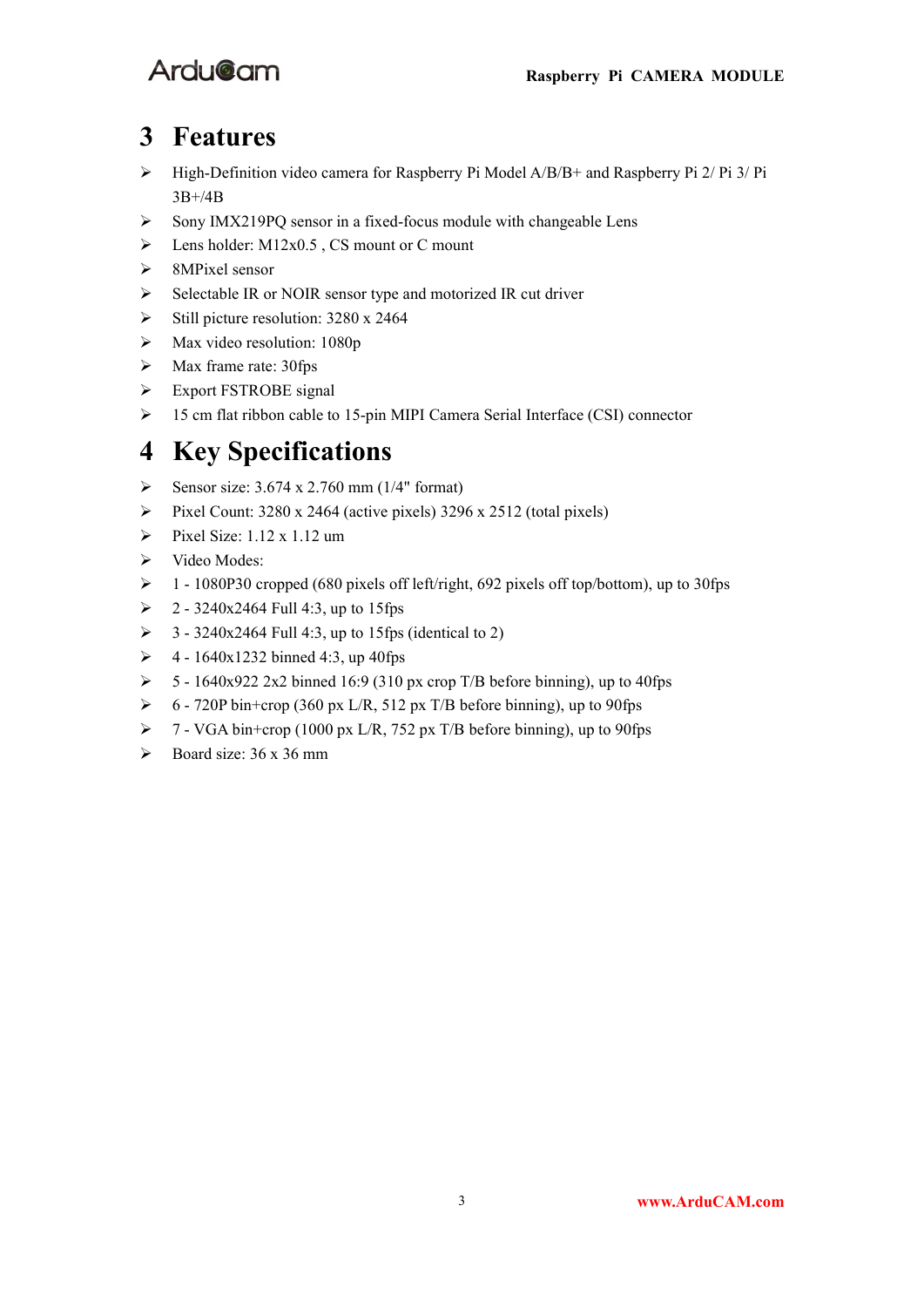# 3 Features

- High-Definition video camera for Raspberry Pi Model A/B/B+ and Raspberry Pi 2/ Pi 3/ Pi 3B+/4B
- Sony IMX219PQ sensor in a fixed-focus module with changeable Lens
- Lens holder: M12x0.5 , CS mount or C mount
- 8MPixel sensor
- Selectable IR or NOIR sensor type and motorized IR cut driver
- Still picture resolution: 3280 x 2464
- Max video resolution: 1080p
- Max frame rate: 30fps
- Export FSTROBE signal
- 15 cm flat ribbon cable to 15-pin MIPI Camera Serial Interface (CSI) connector

# 4 Key Specifications

- Sensor size: 3.674 x 2.760 mm (1/4" format)
- Pixel Count: 3280 x 2464 (active pixels) 3296 x 2512 (total pixels)
- Pixel Size: 1.12 x 1.12 um
- Video Modes:
- 1 - 1080P30 cropped (680 pixels off left/right, 692 pixels off top/bottom), up to 30fps
- 2 - 3240x2464 Full 4:3, up to 15fps
- 3 - 3240x2464 Full 4:3, up to 15fps (identical to 2)
- 4 - 1640x1232 binned 4:3, up 40fps
- 5 - 1640x922 2x2 binned 16:9 (310 px crop T/B before binning), up to 40fps
- 6 - 720P bin+crop (360 px L/R, 512 px T/B before binning), up to 90fps
- 7 - VGA bin+crop (1000 px L/R, 752 px T/B before binning), up to 90fps
- Board size: 36 x 36 mm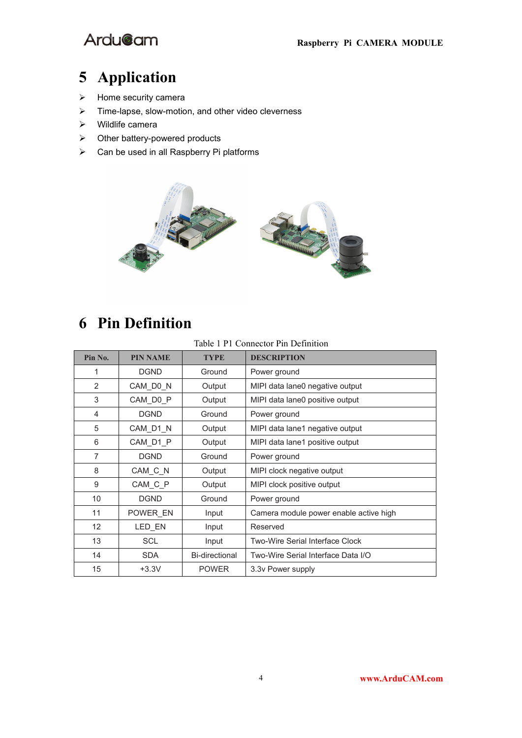# 5 Application

- Home security camera
- Time-lapse, slow-motion, and other video cleverness
- Wildlife camera
- Other battery-powered products
- Can be used in all Raspberry Pi platforms

# 6 Pin Definition

Table 1 P1 Connector Pin Definition

| Pin No. | PIN NAME | TYPE | DESCRIPTION |
|---|---|---|---|
| 1 | DGND | Ground | Power ground |
| 2 | CAM_D0_N | Output | MIPI data lane0 negative output |
| 3 | CAM_D0_P | Output | MIPI data lane0 positive output |
| 4 | DGND | Ground | Power ground |
| 5 | CAM_D1_N | Output | MIPI data lane1 negative output |
| 6 | CAM_D1_P | Output | MIPI data lane1 positive output |
| 7 | DGND | Ground | Power ground |
| 8 | CAM_C_N | Output | MIPI clock negative output |
| 9 | CAM_C_P | Output | MIPI clock positive output |
| 10 | DGND | Ground | Power ground |
| 11 | POWER_EN | Input | Camera module power enable active high |
| 12 | LED_EN | Input | Reserved |
| 13 | SCL | Input | Two-Wire Serial Interface Clock |
| 14 | SDA | Bi-directional | Two-Wire Serial Interface Data I/O |
| 15 | +3.3V | POWER | 3.3v Power supply |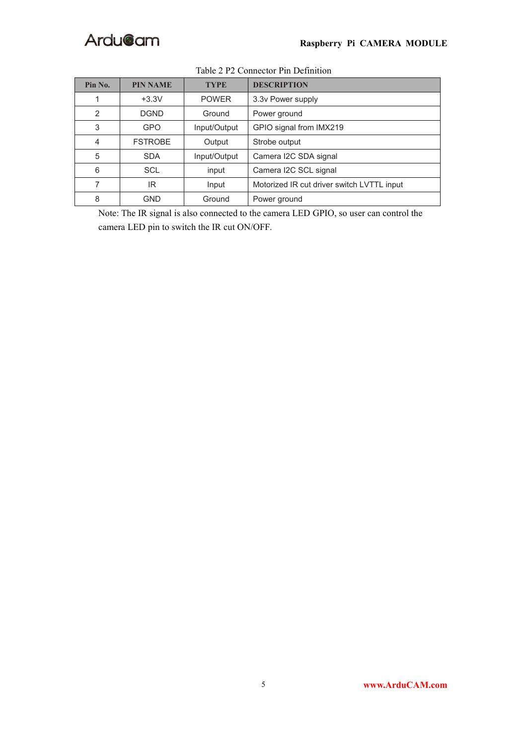Table 2 P2 Connector Pin Definition

| Pin No. | PIN NAME | TYPE | DESCRIPTION |
|---|---|---|---|
| 1 | +3.3V | POWER | 3.3v Power supply |
| 2 | DGND | Ground | Power ground |
| 3 | GPO | Input/Output | GPIO signal from IMX219 |
| 4 | FSTROBE | Output | Strobe output |
| 5 | SDA | Input/Output | Camera I2C SDA signal |
| 6 | SCL | input | Camera I2C SCL signal |
| 7 | IR | Input | Motorized IR cut driver switch LVTTL input |
| 8 | GND | Ground | Power ground |

Note: The IR signal is also connected to the camera LED GPIO, so user can control the camera LED pin to switch the IR cut ON/OFF.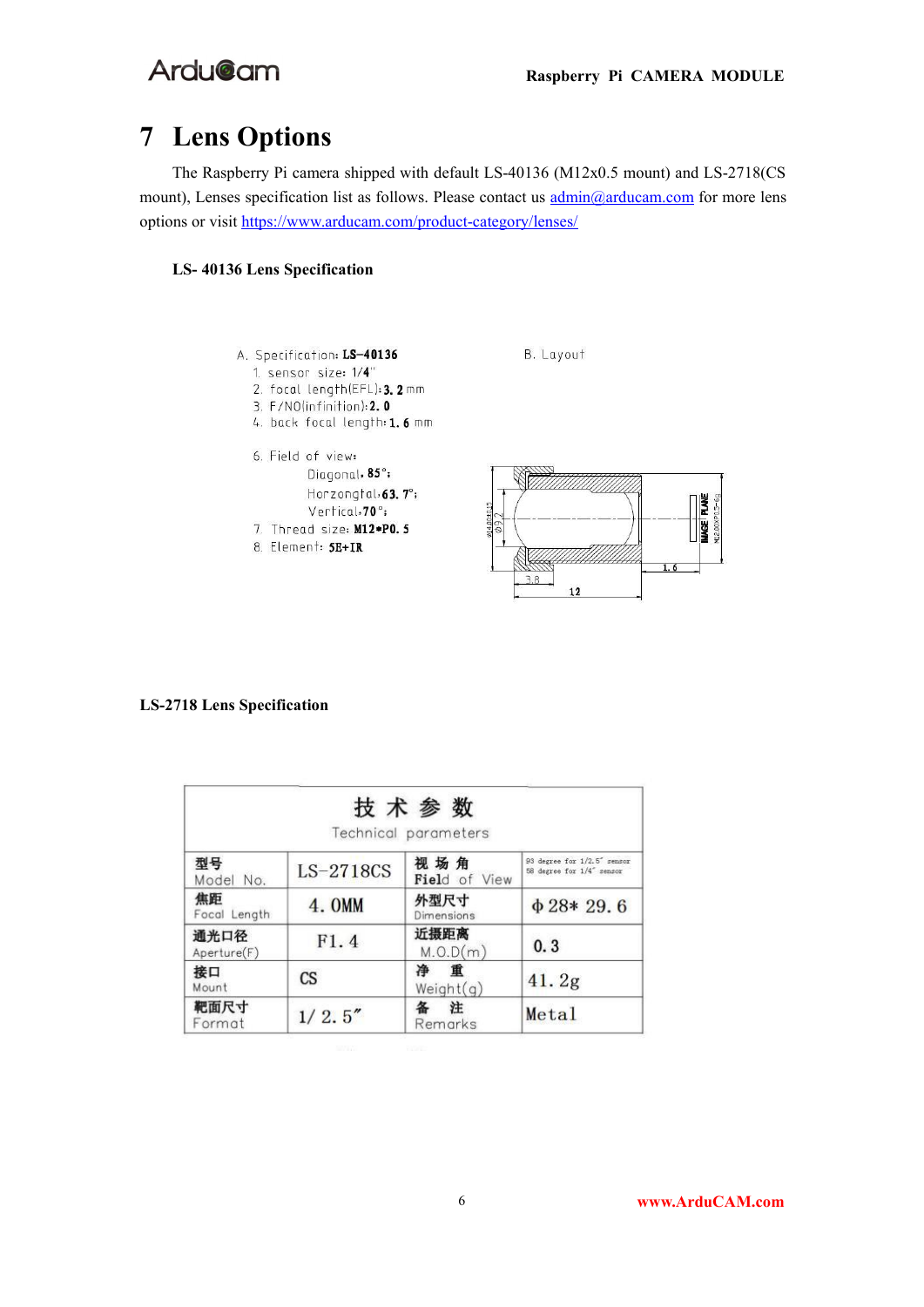# 7 Lens Options

The Raspberry Pi camera shipped with default LS-40136 (M12x0.5 mount) and LS-2718(CS mount), Lenses specification list as follows. Please contact us admin@arducam.com for more lens options or visit https://www.arducam.com/product-category/lenses/

**LS- 40136 Lens Specification**

A. Specification: **LS-40136**

1. sensor size: 1/4"
2. focal length(EFL): **3. 2** mm
3. F/NO(infinition): **2. 0**
4. back focal length: **1. 6** mm

6. Field of view:
   - Diagonal: **85°**;
   - Horzongtal: **63. 7°**;
   - Vertical: **70°**;
7. Thread size: **M12\*P0. 5**
8. Element: **5E+IR**

B. Layout

**LS-2718 Lens Specification**

| 技术参数 Technical parameters | | | |
|---|---|---|---|
| 型号 Model No. | LS-2718CS | 视场角 Field of View | 93 degree for 1/2.5" sensor<br>58 degree for 1/4" sensor |
| 焦距 Focal Length | 4. 0MM | 外型尺寸 Dimensions | ф28\* 29. 6 |
| 通光口径 Aperture(F) | F1. 4 | 近摄距离 M.O.D(m) | 0. 3 |
| 接口 Mount | CS | 净重 Weight(g) | 41. 2g |
| 靶面尺寸 Format | 1/ 2. 5" | 备注 Remarks | Metal |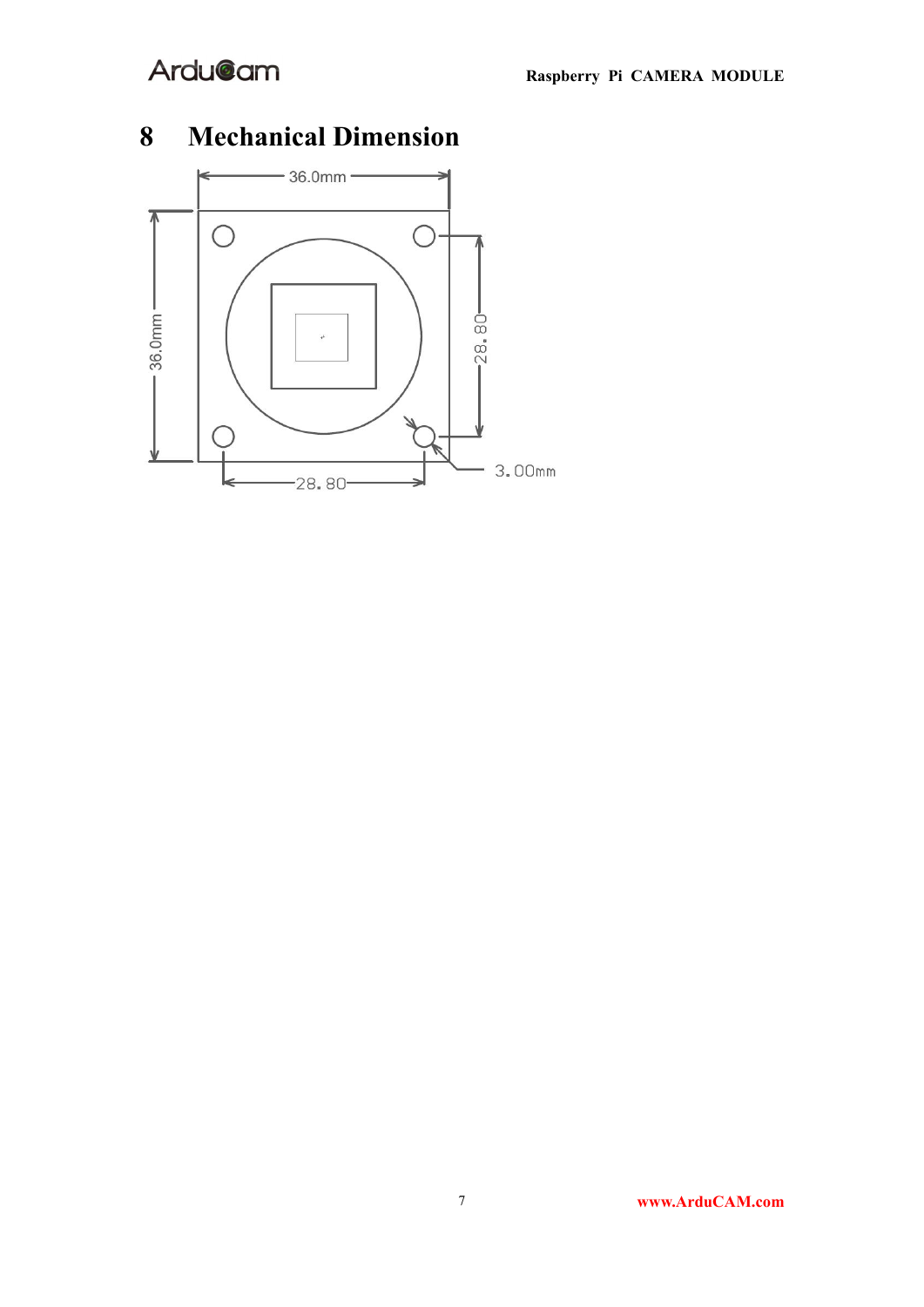# 8 Mechanical Dimension

36.0mm

36.0mm

28.80

28.80

3.00mm